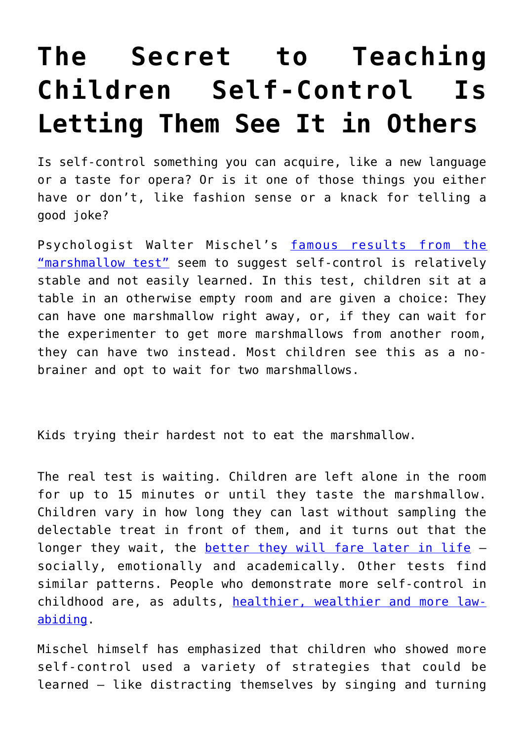# The Secret to Teaching Children Self-Control Is Letting Them See It in Others

Is self-control something you can acquire, like a new language or a taste for opera? Or is it one of those things you either have or don't, like fashion sense or a knack for telling a good joke?

Psychologist Walter Mischel's [famous results from the "marshmallow test"]() seem to suggest self-control is relatively stable and not easily learned. In this test, children sit at a table in an otherwise empty room and are given a choice: They can have one marshmallow right away, or, if they can wait for the experimenter to get more marshmallows from another room, they can have two instead. Most children see this as a no-brainer and opt to wait for two marshmallows.

Kids trying their hardest not to eat the marshmallow.

The real test is waiting. Children are left alone in the room for up to 15 minutes or until they taste the marshmallow. Children vary in how long they can last without sampling the delectable treat in front of them, and it turns out that the longer they wait, the [better they will fare later in life]() – socially, emotionally and academically. Other tests find similar patterns. People who demonstrate more self-control in childhood are, as adults, [healthier, wealthier and more law-abiding]().

Mischel himself has emphasized that children who showed more self-control used a variety of strategies that could be learned – like distracting themselves by singing and turning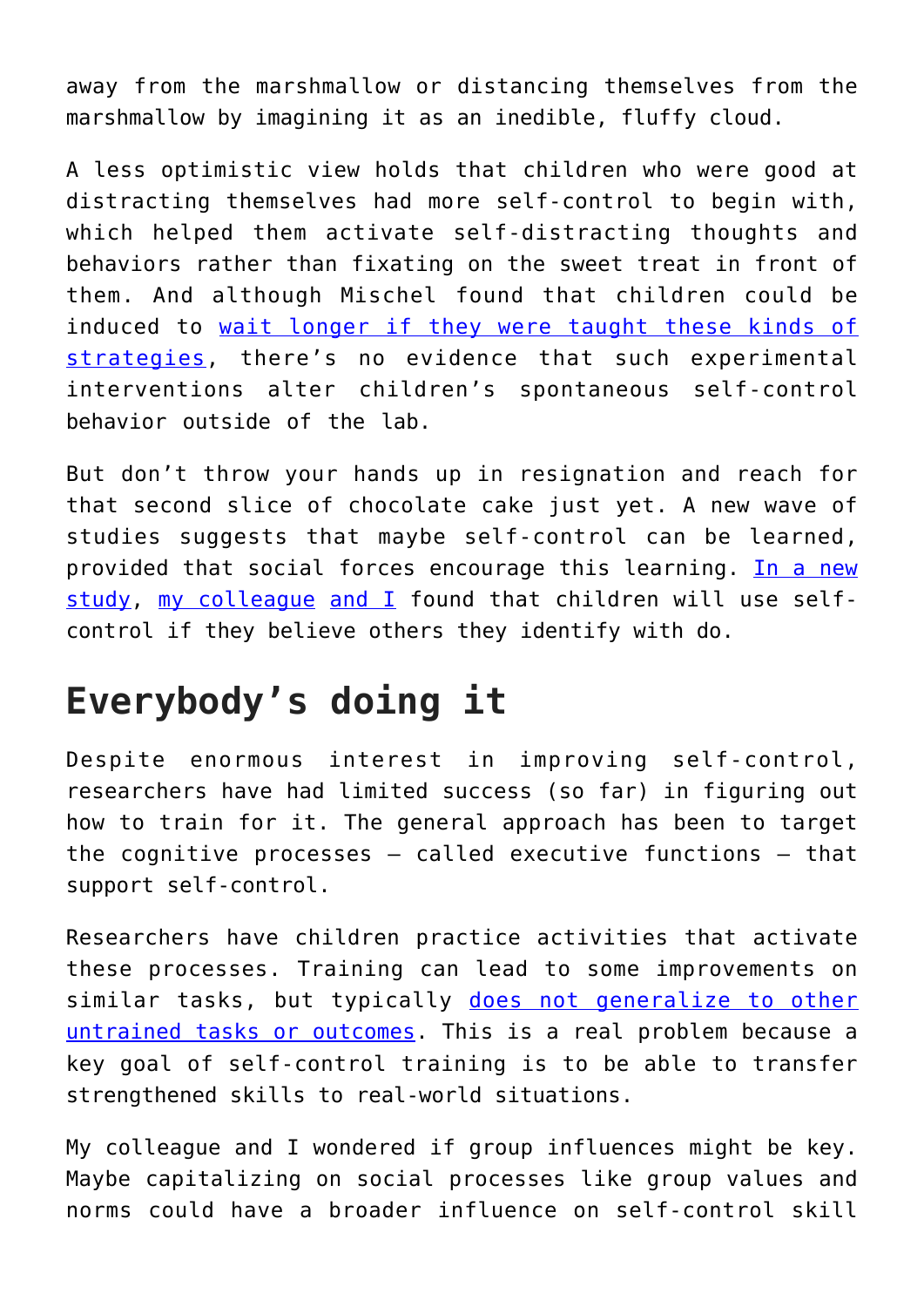away from the marshmallow or distancing themselves from the marshmallow by imagining it as an inedible, fluffy cloud.

A less optimistic view holds that children who were good at distracting themselves had more self-control to begin with, which helped them activate self-distracting thoughts and behaviors rather than fixating on the sweet treat in front of them. And although Mischel found that children could be induced to wait longer if they were taught these kinds of strategies, there's no evidence that such experimental interventions alter children's spontaneous self-control behavior outside of the lab.

But don't throw your hands up in resignation and reach for that second slice of chocolate cake just yet. A new wave of studies suggests that maybe self-control can be learned, provided that social forces encourage this learning. In a new study, my colleague and I found that children will use self-control if they believe others they identify with do.

## Everybody's doing it

Despite enormous interest in improving self-control, researchers have had limited success (so far) in figuring out how to train for it. The general approach has been to target the cognitive processes – called executive functions – that support self-control.

Researchers have children practice activities that activate these processes. Training can lead to some improvements on similar tasks, but typically does not generalize to other untrained tasks or outcomes. This is a real problem because a key goal of self-control training is to be able to transfer strengthened skills to real-world situations.

My colleague and I wondered if group influences might be key. Maybe capitalizing on social processes like group values and norms could have a broader influence on self-control skill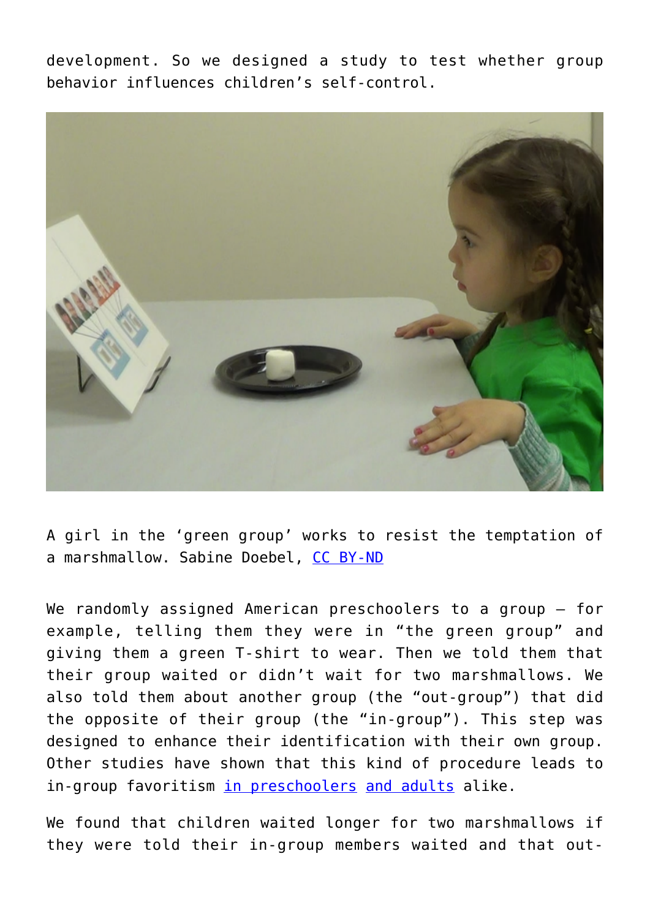development. So we designed a study to test whether group behavior influences children's self-control.

A girl in the 'green group' works to resist the temptation of a marshmallow. Sabine Doebel, CC BY-ND

We randomly assigned American preschoolers to a group – for example, telling them they were in "the green group" and giving them a green T-shirt to wear. Then we told them that their group waited or didn't wait for two marshmallows. We also told them about another group (the "out-group") that did the opposite of their group (the "in-group"). This step was designed to enhance their identification with their own group. Other studies have shown that this kind of procedure leads to in-group favoritism in preschoolers and adults alike.

We found that children waited longer for two marshmallows if they were told their in-group members waited and that out-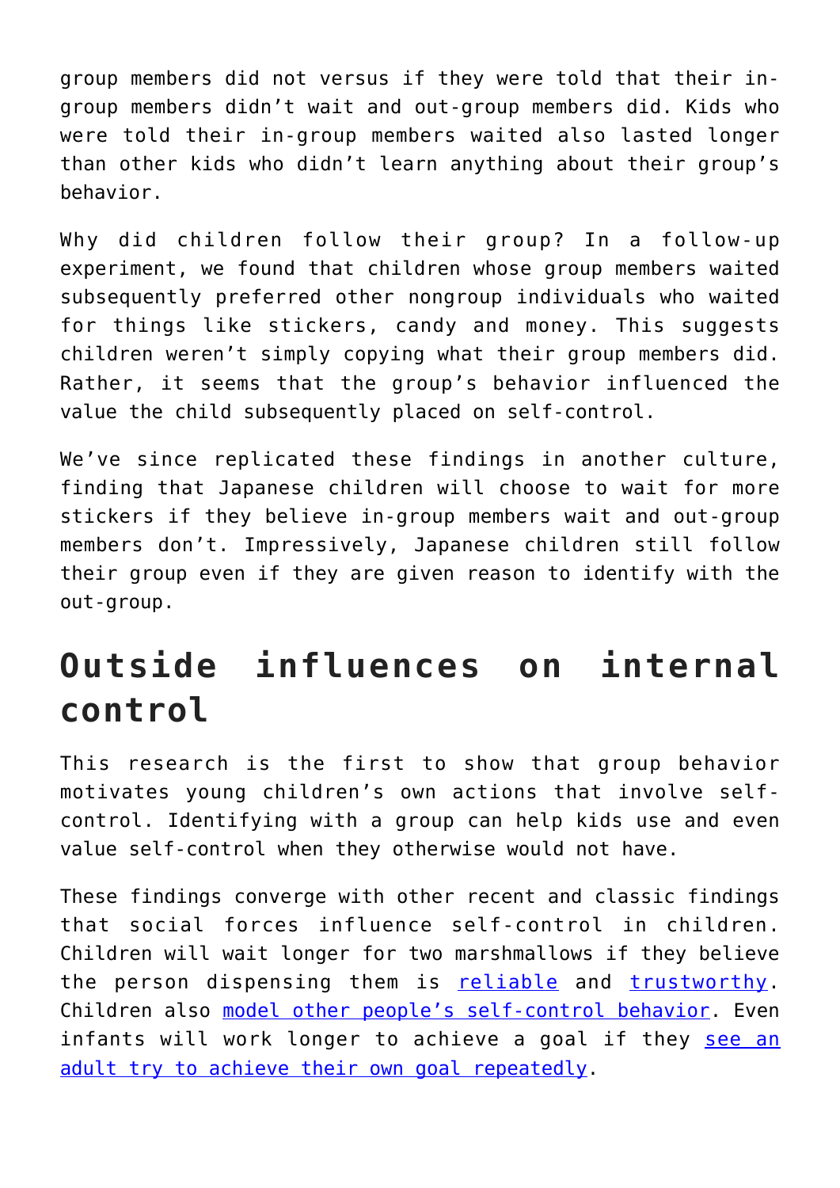group members did not versus if they were told that their in-group members didn't wait and out-group members did. Kids who were told their in-group members waited also lasted longer than other kids who didn't learn anything about their group's behavior.

Why did children follow their group? In a follow-up experiment, we found that children whose group members waited subsequently preferred other nongroup individuals who waited for things like stickers, candy and money. This suggests children weren't simply copying what their group members did. Rather, it seems that the group's behavior influenced the value the child subsequently placed on self-control.

We've since replicated these findings in another culture, finding that Japanese children will choose to wait for more stickers if they believe in-group members wait and out-group members don't. Impressively, Japanese children still follow their group even if they are given reason to identify with the out-group.

## Outside influences on internal control

This research is the first to show that group behavior motivates young children's own actions that involve self-control. Identifying with a group can help kids use and even value self-control when they otherwise would not have.

These findings converge with other recent and classic findings that social forces influence self-control in children. Children will wait longer for two marshmallows if they believe the person dispensing them is reliable and trustworthy. Children also model other people's self-control behavior. Even infants will work longer to achieve a goal if they see an adult try to achieve their own goal repeatedly.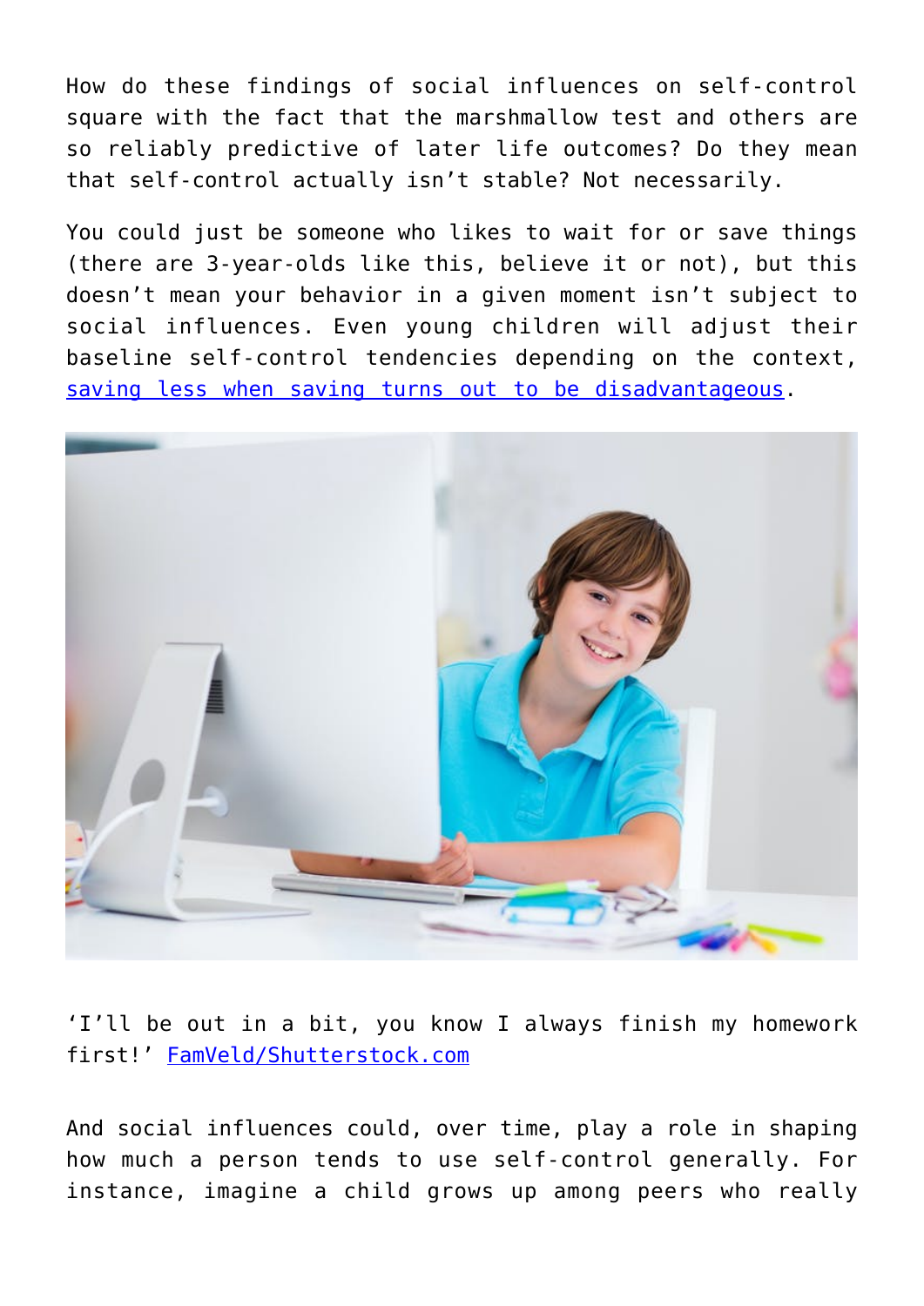How do these findings of social influences on self-control square with the fact that the marshmallow test and others are so reliably predictive of later life outcomes? Do they mean that self-control actually isn't stable? Not necessarily.

You could just be someone who likes to wait for or save things (there are 3-year-olds like this, believe it or not), but this doesn't mean your behavior in a given moment isn't subject to social influences. Even young children will adjust their baseline self-control tendencies depending on the context, saving less when saving turns out to be disadvantageous.

'I'll be out in a bit, you know I always finish my homework first!' FamVeld/Shutterstock.com

And social influences could, over time, play a role in shaping how much a person tends to use self-control generally. For instance, imagine a child grows up among peers who really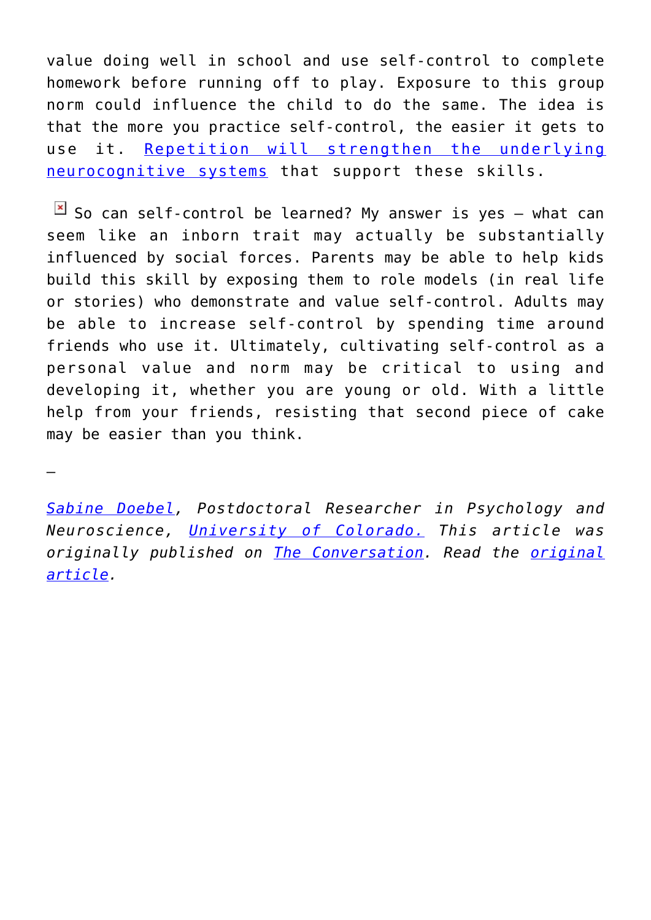value doing well in school and use self-control to complete homework before running off to play. Exposure to this group norm could influence the child to do the same. The idea is that the more you practice self-control, the easier it gets to use it. Repetition will strengthen the underlying neurocognitive systems that support these skills.

So can self-control be learned? My answer is yes – what can seem like an inborn trait may actually be substantially influenced by social forces. Parents may be able to help kids build this skill by exposing them to role models (in real life or stories) who demonstrate and value self-control. Adults may be able to increase self-control by spending time around friends who use it. Ultimately, cultivating self-control as a personal value and norm may be critical to using and developing it, whether you are young or old. With a little help from your friends, resisting that second piece of cake may be easier than you think.

—

*Sabine Doebel, Postdoctoral Researcher in Psychology and Neuroscience, University of Colorado. This article was originally published on The Conversation. Read the original article.*